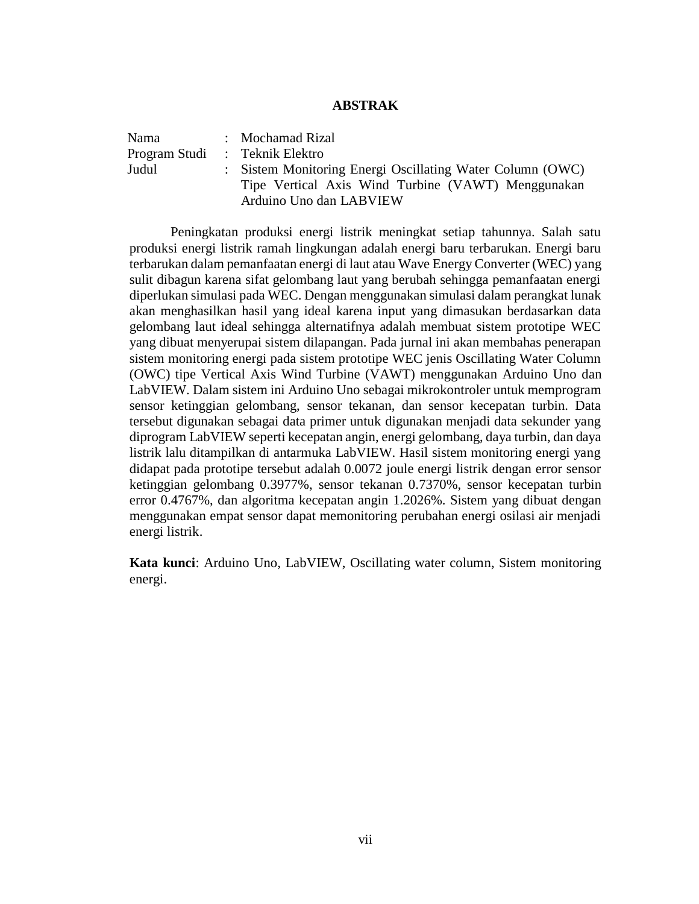# ABSTRAK

| | | |
|---|---|---|
| Nama | : | Mochamad Rizal |
| Program Studi | : | Teknik Elektro |
| Judul | : | Sistem Monitoring Energi Oscillating Water Column (OWC) Tipe Vertical Axis Wind Turbine (VAWT) Menggunakan Arduino Uno dan LABVIEW |

Peningkatan produksi energi listrik meningkat setiap tahunnya. Salah satu produksi energi listrik ramah lingkungan adalah energi baru terbarukan. Energi baru terbarukan dalam pemanfaatan energi di laut atau Wave Energy Converter (WEC) yang sulit dibagun karena sifat gelombang laut yang berubah sehingga pemanfaatan energi diperlukan simulasi pada WEC. Dengan menggunakan simulasi dalam perangkat lunak akan menghasilkan hasil yang ideal karena input yang dimasukan berdasarkan data gelombang laut ideal sehingga alternatifnya adalah membuat sistem prototipe WEC yang dibuat menyerupai sistem dilapangan. Pada jurnal ini akan membahas penerapan sistem monitoring energi pada sistem prototipe WEC jenis Oscillating Water Column (OWC) tipe Vertical Axis Wind Turbine (VAWT) menggunakan Arduino Uno dan LabVIEW. Dalam sistem ini Arduino Uno sebagai mikrokontroler untuk memprogram sensor ketinggian gelombang, sensor tekanan, dan sensor kecepatan turbin. Data tersebut digunakan sebagai data primer untuk digunakan menjadi data sekunder yang diprogram LabVIEW seperti kecepatan angin, energi gelombang, daya turbin, dan daya listrik lalu ditampilkan di antarmuka LabVIEW. Hasil sistem monitoring energi yang didapat pada prototipe tersebut adalah 0.0072 joule energi listrik dengan error sensor ketinggian gelombang 0.3977%, sensor tekanan 0.7370%, sensor kecepatan turbin error 0.4767%, dan algoritma kecepatan angin 1.2026%. Sistem yang dibuat dengan menggunakan empat sensor dapat memonitoring perubahan energi osilasi air menjadi energi listrik.

**Kata kunci**: Arduino Uno, LabVIEW, Oscillating water column, Sistem monitoring energi.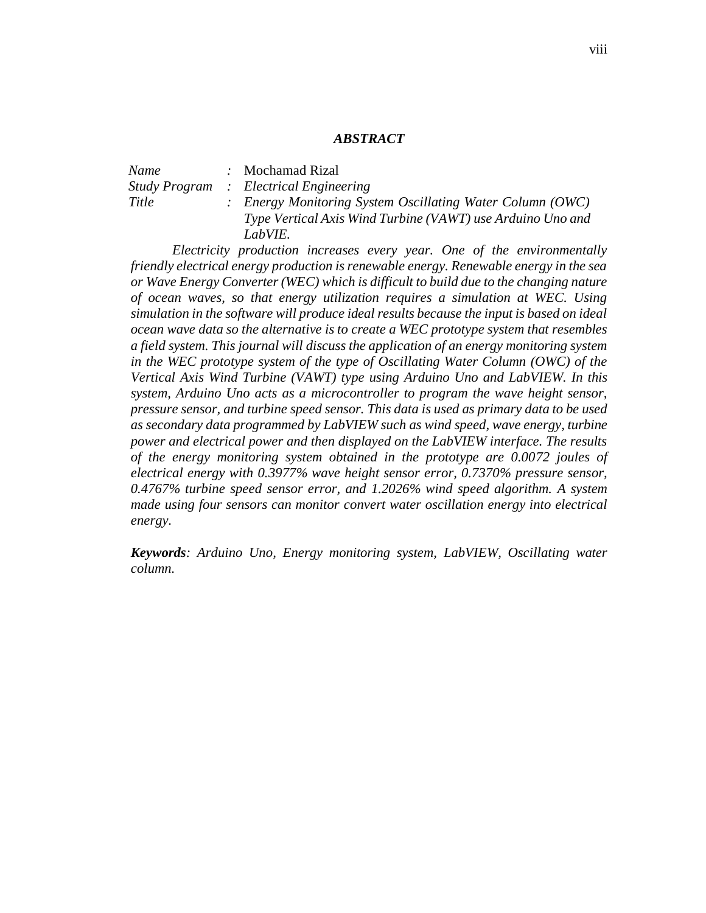## *ABSTRACT*

*Name* : Mochamad Rizal
*Study Program* : *Electrical Engineering*
*Title* : *Energy Monitoring System Oscillating Water Column (OWC) Type Vertical Axis Wind Turbine (VAWT) use Arduino Uno and LabVIE.*

*Electricity production increases every year. One of the environmentally friendly electrical energy production is renewable energy. Renewable energy in the sea or Wave Energy Converter (WEC) which is difficult to build due to the changing nature of ocean waves, so that energy utilization requires a simulation at WEC. Using simulation in the software will produce ideal results because the input is based on ideal ocean wave data so the alternative is to create a WEC prototype system that resembles a field system. This journal will discuss the application of an energy monitoring system in the WEC prototype system of the type of Oscillating Water Column (OWC) of the Vertical Axis Wind Turbine (VAWT) type using Arduino Uno and LabVIEW. In this system, Arduino Uno acts as a microcontroller to program the wave height sensor, pressure sensor, and turbine speed sensor. This data is used as primary data to be used as secondary data programmed by LabVIEW such as wind speed, wave energy, turbine power and electrical power and then displayed on the LabVIEW interface. The results of the energy monitoring system obtained in the prototype are 0.0072 joules of electrical energy with 0.3977% wave height sensor error, 0.7370% pressure sensor, 0.4767% turbine speed sensor error, and 1.2026% wind speed algorithm. A system made using four sensors can monitor convert water oscillation energy into electrical energy.*

***Keywords**: Arduino Uno, Energy monitoring system, LabVIEW, Oscillating water column.*